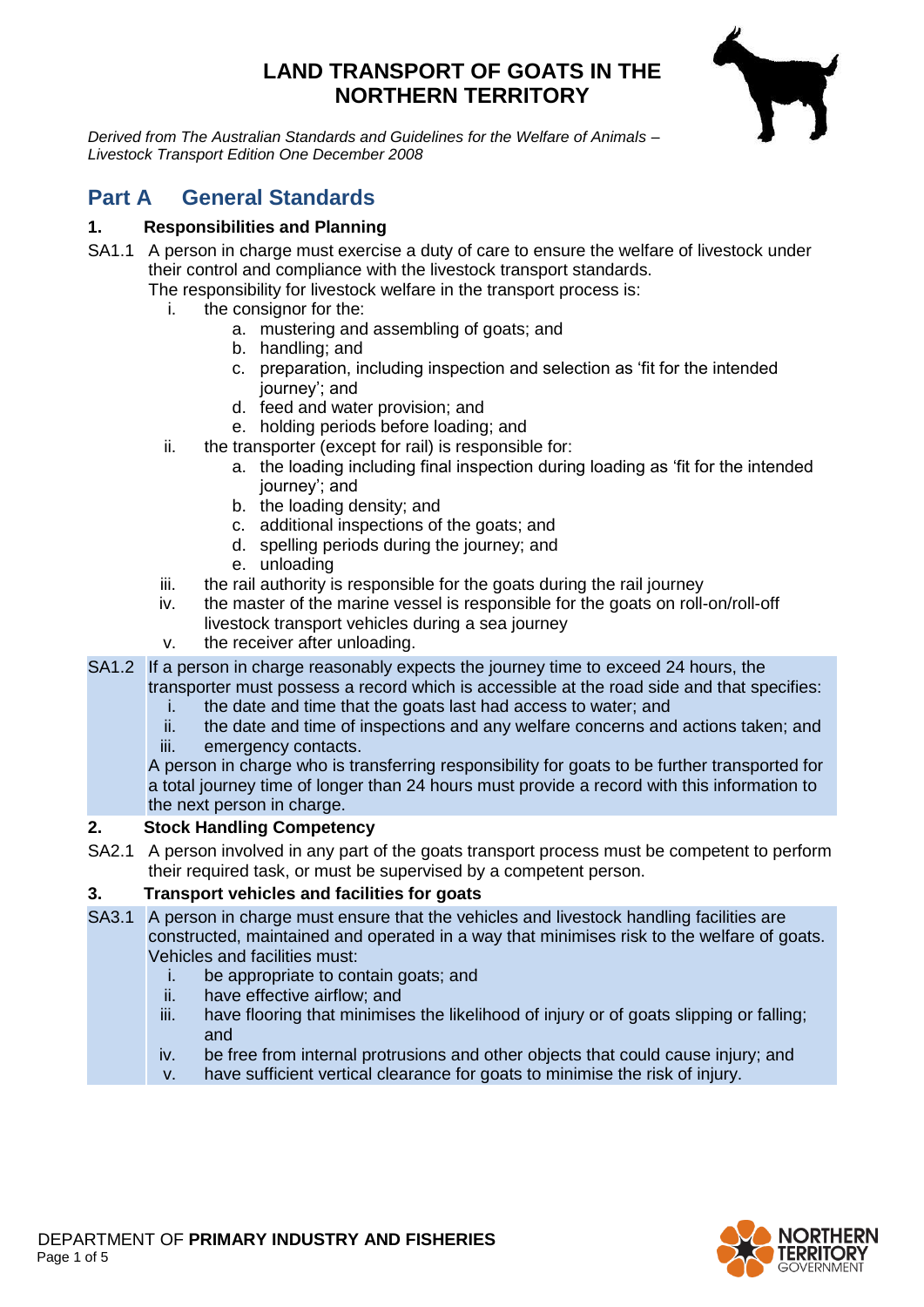# LAND TRANSPORT OF GOATS IN THE NORTHERN TERRITORY

*Derived from The Australian Standards and Guidelines for the Welfare of Animals – Livestock Transport Edition One December 2008*

## Part A General Standards

### 1. Responsibilities and Planning

SA1.1 A person in charge must exercise a duty of care to ensure the welfare of livestock under their control and compliance with the livestock transport standards.

The responsibility for livestock welfare in the transport process is:

- i. the consignor for the:
  - a. mustering and assembling of goats; and
  - b. handling; and
  - c. preparation, including inspection and selection as 'fit for the intended journey'; and
  - d. feed and water provision; and
  - e. holding periods before loading; and
- ii. the transporter (except for rail) is responsible for:
  - a. the loading including final inspection during loading as 'fit for the intended journey'; and
  - b. the loading density; and
  - c. additional inspections of the goats; and
  - d. spelling periods during the journey; and
  - e. unloading
- iii. the rail authority is responsible for the goats during the rail journey
- iv. the master of the marine vessel is responsible for the goats on roll-on/roll-off livestock transport vehicles during a sea journey
- v. the receiver after unloading.

SA1.2 If a person in charge reasonably expects the journey time to exceed 24 hours, the transporter must possess a record which is accessible at the road side and that specifies:

- i. the date and time that the goats last had access to water; and
- ii. the date and time of inspections and any welfare concerns and actions taken; and
- iii. emergency contacts.

A person in charge who is transferring responsibility for goats to be further transported for a total journey time of longer than 24 hours must provide a record with this information to the next person in charge.

### 2. Stock Handling Competency

SA2.1 A person involved in any part of the goats transport process must be competent to perform their required task, or must be supervised by a competent person.

### 3. Transport vehicles and facilities for goats

SA3.1 A person in charge must ensure that the vehicles and livestock handling facilities are constructed, maintained and operated in a way that minimises risk to the welfare of goats. Vehicles and facilities must:

- i. be appropriate to contain goats; and
- ii. have effective airflow; and
- iii. have flooring that minimises the likelihood of injury or of goats slipping or falling; and
- iv. be free from internal protrusions and other objects that could cause injury; and
- v. have sufficient vertical clearance for goats to minimise the risk of injury.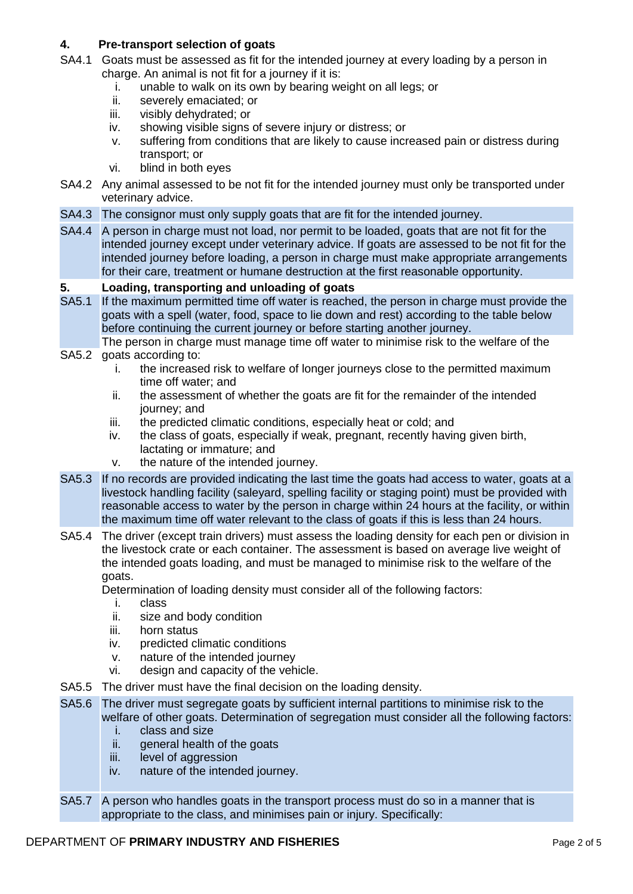## 4. Pre-transport selection of goats

SA4.1 Goats must be assessed as fit for the intended journey at every loading by a person in charge. An animal is not fit for a journey if it is:

i. unable to walk on its own by bearing weight on all legs; or
ii. severely emaciated; or
iii. visibly dehydrated; or
iv. showing visible signs of severe injury or distress; or
v. suffering from conditions that are likely to cause increased pain or distress during transport; or
vi. blind in both eyes

SA4.2 Any animal assessed to be not fit for the intended journey must only be transported under veterinary advice.

SA4.3 The consignor must only supply goats that are fit for the intended journey.

SA4.4 A person in charge must not load, nor permit to be loaded, goats that are not fit for the intended journey except under veterinary advice. If goats are assessed to be not fit for the intended journey before loading, a person in charge must make appropriate arrangements for their care, treatment or humane destruction at the first reasonable opportunity.

## 5. Loading, transporting and unloading of goats

SA5.1 If the maximum permitted time off water is reached, the person in charge must provide the goats with a spell (water, food, space to lie down and rest) according to the table below before continuing the current journey or before starting another journey.

SA5.2 The person in charge must manage time off water to minimise risk to the welfare of the goats according to:

i. the increased risk to welfare of longer journeys close to the permitted maximum time off water; and
ii. the assessment of whether the goats are fit for the remainder of the intended journey; and
iii. the predicted climatic conditions, especially heat or cold; and
iv. the class of goats, especially if weak, pregnant, recently having given birth, lactating or immature; and
v. the nature of the intended journey.

SA5.3 If no records are provided indicating the last time the goats had access to water, goats at a livestock handling facility (saleyard, spelling facility or staging point) must be provided with reasonable access to water by the person in charge within 24 hours at the facility, or within the maximum time off water relevant to the class of goats if this is less than 24 hours.

SA5.4 The driver (except train drivers) must assess the loading density for each pen or division in the livestock crate or each container. The assessment is based on average live weight of the intended goats loading, and must be managed to minimise risk to the welfare of the goats.

Determination of loading density must consider all of the following factors:

i. class
ii. size and body condition
iii. horn status
iv. predicted climatic conditions
v. nature of the intended journey
vi. design and capacity of the vehicle.

SA5.5 The driver must have the final decision on the loading density.

SA5.6 The driver must segregate goats by sufficient internal partitions to minimise risk to the welfare of other goats. Determination of segregation must consider all the following factors:

i. class and size
ii. general health of the goats
iii. level of aggression
iv. nature of the intended journey.

SA5.7 A person who handles goats in the transport process must do so in a manner that is appropriate to the class, and minimises pain or injury. Specifically: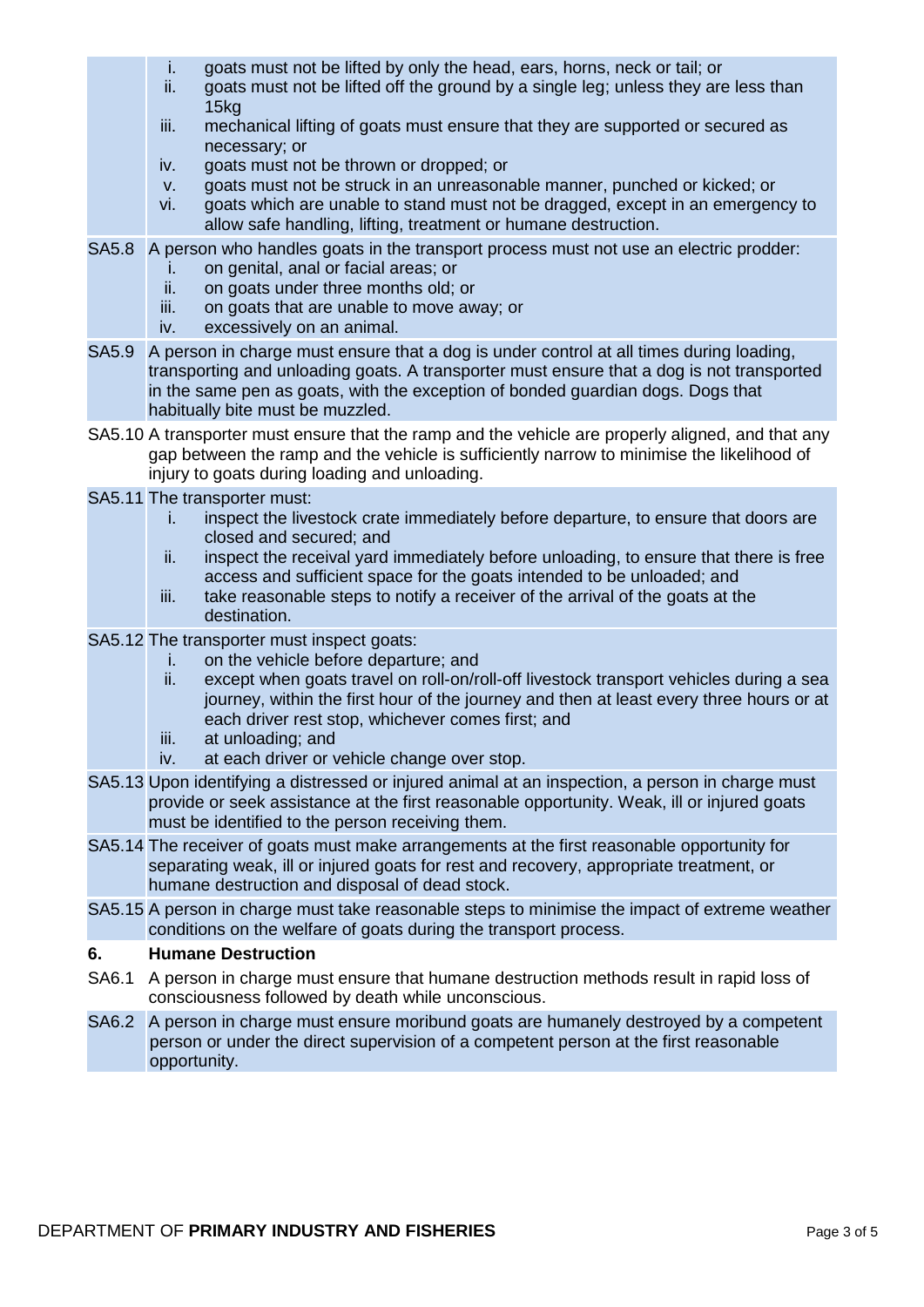i. goats must not be lifted by only the head, ears, horns, neck or tail; or
ii. goats must not be lifted off the ground by a single leg; unless they are less than 15kg
iii. mechanical lifting of goats must ensure that they are supported or secured as necessary; or
iv. goats must not be thrown or dropped; or
v. goats must not be struck in an unreasonable manner, punched or kicked; or
vi. goats which are unable to stand must not be dragged, except in an emergency to allow safe handling, lifting, treatment or humane destruction.

SA5.8 A person who handles goats in the transport process must not use an electric prodder:

i. on genital, anal or facial areas; or
ii. on goats under three months old; or
iii. on goats that are unable to move away; or
iv. excessively on an animal.

SA5.9 A person in charge must ensure that a dog is under control at all times during loading, transporting and unloading goats. A transporter must ensure that a dog is not transported in the same pen as goats, with the exception of bonded guardian dogs. Dogs that habitually bite must be muzzled.

SA5.10 A transporter must ensure that the ramp and the vehicle are properly aligned, and that any gap between the ramp and the vehicle is sufficiently narrow to minimise the likelihood of injury to goats during loading and unloading.

SA5.11 The transporter must:

i. inspect the livestock crate immediately before departure, to ensure that doors are closed and secured; and
ii. inspect the receival yard immediately before unloading, to ensure that there is free access and sufficient space for the goats intended to be unloaded; and
iii. take reasonable steps to notify a receiver of the arrival of the goats at the destination.

SA5.12 The transporter must inspect goats:

i. on the vehicle before departure; and
ii. except when goats travel on roll-on/roll-off livestock transport vehicles during a sea journey, within the first hour of the journey and then at least every three hours or at each driver rest stop, whichever comes first; and
iii. at unloading; and
iv. at each driver or vehicle change over stop.

SA5.13 Upon identifying a distressed or injured animal at an inspection, a person in charge must provide or seek assistance at the first reasonable opportunity. Weak, ill or injured goats must be identified to the person receiving them.

SA5.14 The receiver of goats must make arrangements at the first reasonable opportunity for separating weak, ill or injured goats for rest and recovery, appropriate treatment, or humane destruction and disposal of dead stock.

SA5.15 A person in charge must take reasonable steps to minimise the impact of extreme weather conditions on the welfare of goats during the transport process.

## 6. Humane Destruction

SA6.1 A person in charge must ensure that humane destruction methods result in rapid loss of consciousness followed by death while unconscious.

SA6.2 A person in charge must ensure moribund goats are humanely destroyed by a competent person or under the direct supervision of a competent person at the first reasonable opportunity.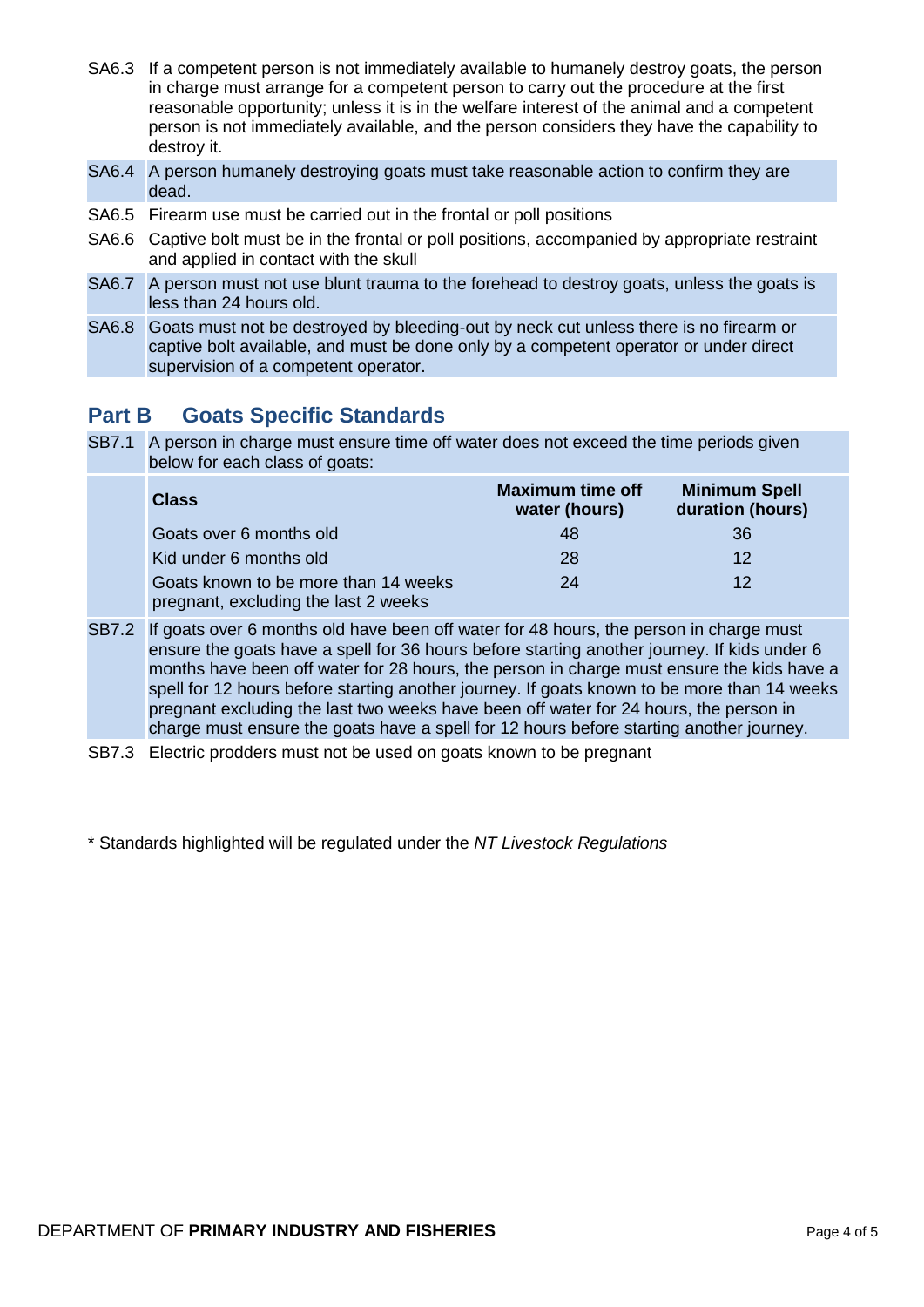SA6.3 If a competent person is not immediately available to humanely destroy goats, the person in charge must arrange for a competent person to carry out the procedure at the first reasonable opportunity; unless it is in the welfare interest of the animal and a competent person is not immediately available, and the person considers they have the capability to destroy it.

SA6.4 A person humanely destroying goats must take reasonable action to confirm they are dead.

SA6.5 Firearm use must be carried out in the frontal or poll positions

SA6.6 Captive bolt must be in the frontal or poll positions, accompanied by appropriate restraint and applied in contact with the skull

SA6.7 A person must not use blunt trauma to the forehead to destroy goats, unless the goats is less than 24 hours old.

SA6.8 Goats must not be destroyed by bleeding-out by neck cut unless there is no firearm or captive bolt available, and must be done only by a competent operator or under direct supervision of a competent operator.

## Part B Goats Specific Standards

SB7.1 A person in charge must ensure time off water does not exceed the time periods given below for each class of goats:

| Class | Maximum time off water (hours) | Minimum Spell duration (hours) |
|---|---|---|
| Goats over 6 months old | 48 | 36 |
| Kid under 6 months old | 28 | 12 |
| Goats known to be more than 14 weeks pregnant, excluding the last 2 weeks | 24 | 12 |

SB7.2 If goats over 6 months old have been off water for 48 hours, the person in charge must ensure the goats have a spell for 36 hours before starting another journey. If kids under 6 months have been off water for 28 hours, the person in charge must ensure the kids have a spell for 12 hours before starting another journey. If goats known to be more than 14 weeks pregnant excluding the last two weeks have been off water for 24 hours, the person in charge must ensure the goats have a spell for 12 hours before starting another journey.

SB7.3 Electric prodders must not be used on goats known to be pregnant

\* Standards highlighted will be regulated under the *NT Livestock Regulations*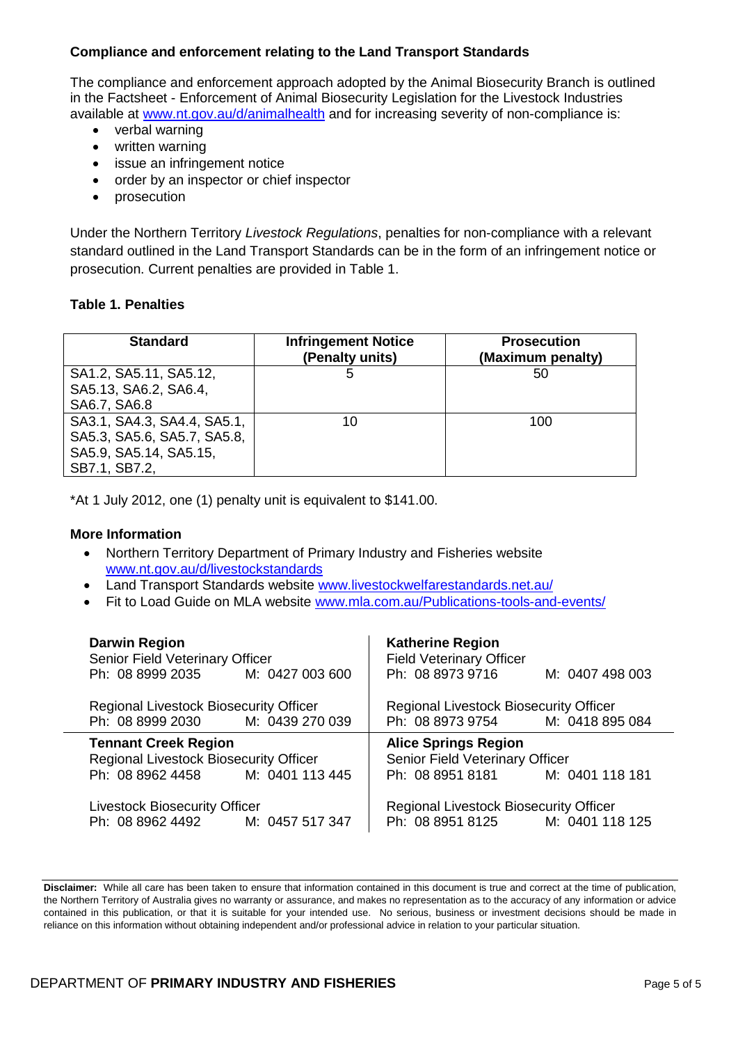**Compliance and enforcement relating to the Land Transport Standards**

The compliance and enforcement approach adopted by the Animal Biosecurity Branch is outlined in the Factsheet - Enforcement of Animal Biosecurity Legislation for the Livestock Industries available at www.nt.gov.au/d/animalhealth and for increasing severity of non-compliance is:

- verbal warning
- written warning
- issue an infringement notice
- order by an inspector or chief inspector
- prosecution

Under the Northern Territory *Livestock Regulations*, penalties for non-compliance with a relevant standard outlined in the Land Transport Standards can be in the form of an infringement notice or prosecution. Current penalties are provided in Table 1.

**Table 1. Penalties**

| Standard | Infringement Notice (Penalty units) | Prosecution (Maximum penalty) |
|---|---|---|
| SA1.2, SA5.11, SA5.12, SA5.13, SA6.2, SA6.4, SA6.7, SA6.8 | 5 | 50 |
| SA3.1, SA4.3, SA4.4, SA5.1, SA5.3, SA5.6, SA5.7, SA5.8, SA5.9, SA5.14, SA5.15, SB7.1, SB7.2, | 10 | 100 |

*At 1 July 2012, one (1) penalty unit is equivalent to $141.00.

**More Information**

- Northern Territory Department of Primary Industry and Fisheries website www.nt.gov.au/d/livestockstandards
- Land Transport Standards website www.livestockwelfarestandards.net.au/
- Fit to Load Guide on MLA website www.mla.com.au/Publications-tools-and-events/

**Darwin Region**
Senior Field Veterinary Officer
Ph: 08 8999 2035 M: 0427 003 600

Regional Livestock Biosecurity Officer
Ph: 08 8999 2030 M: 0439 270 039

**Katherine Region**
Field Veterinary Officer
Ph: 08 8973 9716 M: 0407 498 003

Regional Livestock Biosecurity Officer
Ph: 08 8973 9754 M: 0418 895 084

**Tennant Creek Region**
Regional Livestock Biosecurity Officer
Ph: 08 8962 4458 M: 0401 113 445

Livestock Biosecurity Officer
Ph: 08 8962 4492 M: 0457 517 347

**Alice Springs Region**
Senior Field Veterinary Officer
Ph: 08 8951 8181 M: 0401 118 181

Regional Livestock Biosecurity Officer
Ph: 08 8951 8125 M: 0401 118 125

**Disclaimer:** While all care has been taken to ensure that information contained in this document is true and correct at the time of publication, the Northern Territory of Australia gives no warranty or assurance, and makes no representation as to the accuracy of any information or advice contained in this publication, or that it is suitable for your intended use. No serious, business or investment decisions should be made in reliance on this information without obtaining independent and/or professional advice in relation to your particular situation.